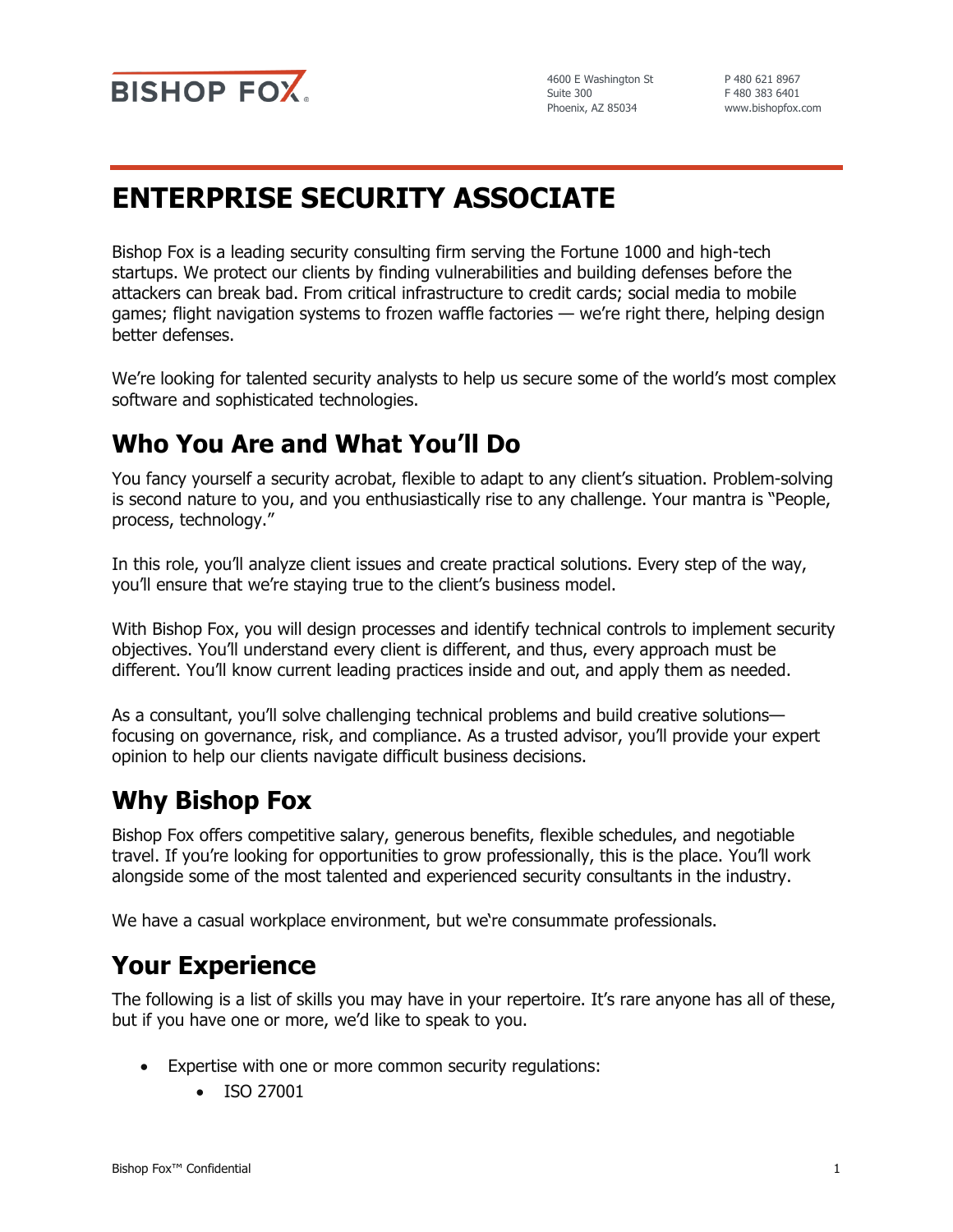BISHOP FOX

4600 E Washington St
Suite 300
Phoenix, AZ 85034

P 480 621 8967
F 480 383 6401
www.bishopfox.com

# ENTERPRISE SECURITY ASSOCIATE

Bishop Fox is a leading security consulting firm serving the Fortune 1000 and high-tech startups. We protect our clients by finding vulnerabilities and building defenses before the attackers can break bad. From critical infrastructure to credit cards; social media to mobile games; flight navigation systems to frozen waffle factories — we're right there, helping design better defenses.

We're looking for talented security analysts to help us secure some of the world's most complex software and sophisticated technologies.

## Who You Are and What You'll Do

You fancy yourself a security acrobat, flexible to adapt to any client's situation. Problem-solving is second nature to you, and you enthusiastically rise to any challenge. Your mantra is "People, process, technology."

In this role, you'll analyze client issues and create practical solutions. Every step of the way, you'll ensure that we're staying true to the client's business model.

With Bishop Fox, you will design processes and identify technical controls to implement security objectives. You'll understand every client is different, and thus, every approach must be different. You'll know current leading practices inside and out, and apply them as needed.

As a consultant, you'll solve challenging technical problems and build creative solutions— focusing on governance, risk, and compliance. As a trusted advisor, you'll provide your expert opinion to help our clients navigate difficult business decisions.

## Why Bishop Fox

Bishop Fox offers competitive salary, generous benefits, flexible schedules, and negotiable travel. If you're looking for opportunities to grow professionally, this is the place. You'll work alongside some of the most talented and experienced security consultants in the industry.

We have a casual workplace environment, but we're consummate professionals.

## Your Experience

The following is a list of skills you may have in your repertoire. It's rare anyone has all of these, but if you have one or more, we'd like to speak to you.

- Expertise with one or more common security regulations:
    - ISO 27001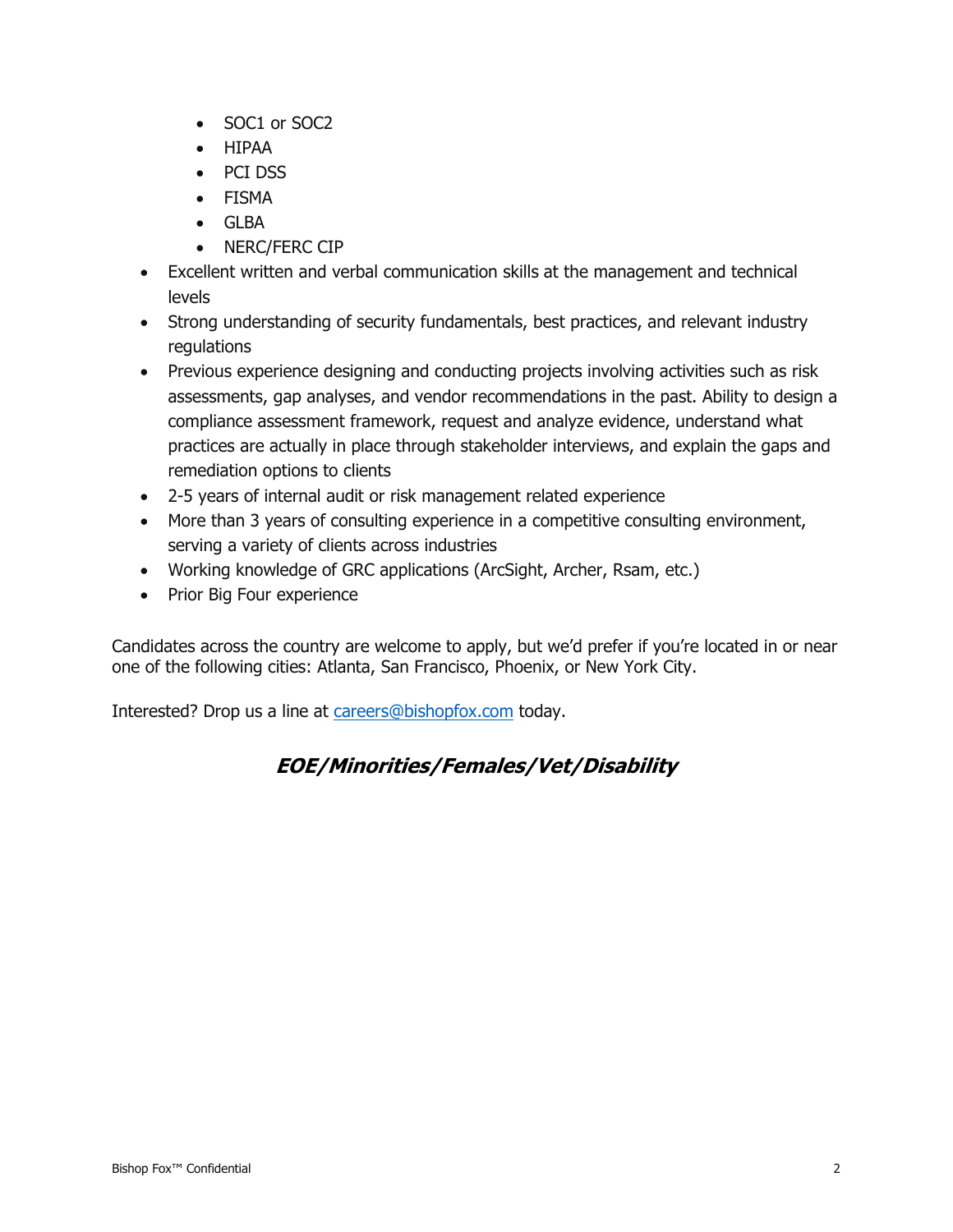- SOC1 or SOC2
  - HIPAA
  - PCI DSS
  - FISMA
  - GLBA
  - NERC/FERC CIP
- Excellent written and verbal communication skills at the management and technical levels
- Strong understanding of security fundamentals, best practices, and relevant industry regulations
- Previous experience designing and conducting projects involving activities such as risk assessments, gap analyses, and vendor recommendations in the past. Ability to design a compliance assessment framework, request and analyze evidence, understand what practices are actually in place through stakeholder interviews, and explain the gaps and remediation options to clients
- 2-5 years of internal audit or risk management related experience
- More than 3 years of consulting experience in a competitive consulting environment, serving a variety of clients across industries
- Working knowledge of GRC applications (ArcSight, Archer, Rsam, etc.)
- Prior Big Four experience

Candidates across the country are welcome to apply, but we'd prefer if you're located in or near one of the following cities: Atlanta, San Francisco, Phoenix, or New York City.

Interested? Drop us a line at careers@bishopfox.com today.

***EOE/Minorities/Females/Vet/Disability***